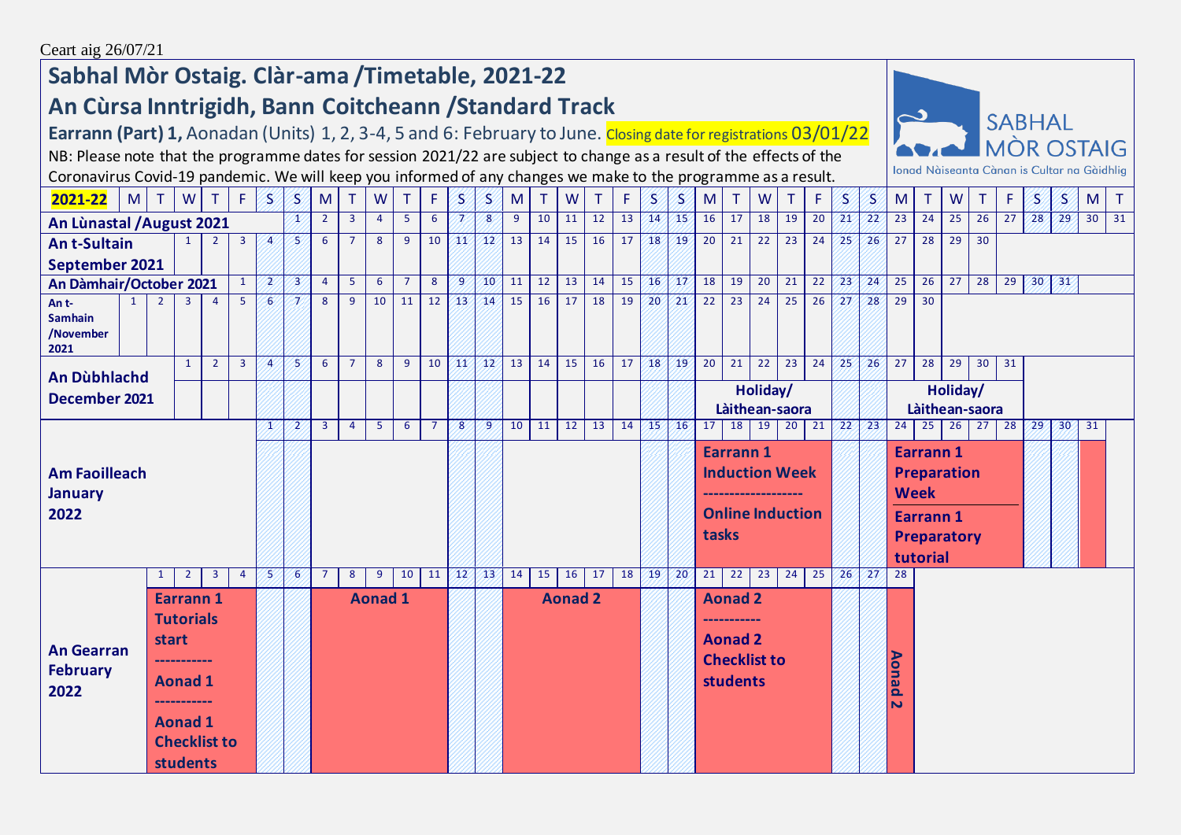Ceart aig 26/07/21

# Sabhal Mòr Ostaig. Clàr-ama /Timetable, 2021-22

## An Cùrsa Inntrigidh, Bann Coitcheann /Standard Track

**Earrann (Part) 1,** Aonadan (Units) 1, 2, 3-4, 5 and 6: February to June. Closing date for registrations 03/01/22

NB: Please note that the programme dates for session 2021/22 are subject to change as a result of the effects of the Coronavirus Covid-19 pandemic. We will keep you informed of any changes we make to the programme as a result.

SABHAL MÒR OSTAIG
Ionad Nàiseanta Cànan is Cultar na Gàidhlig

| 2021-22 | M | T | W | T | F | S | S | M | T | W | T | F | S | S | M | T | W | T | F | S | S | M | T | W | T | F | S | S | M | T | W | T | F | S | S | M | T |
|---|---|---|---|---|---|---|---|---|---|---|---|---|---|---|---|---|---|---|---|---|---|---|---|---|---|---|---|---|---|---|---|---|---|---|---|---|---|
| **An Lùnastal /August 2021** | | | | | | | 1 | 2 | 3 | 4 | 5 | 6 | 7 | 8 | 9 | 10 | 11 | 12 | 13 | 14 | 15 | 16 | 17 | 18 | 19 | 20 | 21 | 22 | 23 | 24 | 25 | 26 | 27 | 28 | 29 | 30 | 31 |
| **An t-Sultain September 2021** | | | 1 | 2 | 3 | 4 | 5 | 6 | 7 | 8 | 9 | 10 | 11 | 12 | 13 | 14 | 15 | 16 | 17 | 18 | 19 | 20 | 21 | 22 | 23 | 24 | 25 | 26 | 27 | 28 | 29 | 30 | | | | | |
| **An Dàmhair/October 2021** | | | | | 1 | 2 | 3 | 4 | 5 | 6 | 7 | 8 | 9 | 10 | 11 | 12 | 13 | 14 | 15 | 16 | 17 | 18 | 19 | 20 | 21 | 22 | 23 | 24 | 25 | 26 | 27 | 28 | 29 | 30 | 31 | | |
| **An t-Samhain /November 2021** | 1 | 2 | 3 | 4 | 5 | 6 | 7 | 8 | 9 | 10 | 11 | 12 | 13 | 14 | 15 | 16 | 17 | 18 | 19 | 20 | 21 | 22 | 23 | 24 | 25 | 26 | 27 | 28 | 29 | 30 | | | | | | | |
| **An Dùbhlachd December 2021** | | | 1 | 2 | 3 | 4 | 5 | 6 | 7 | 8 | 9 | 10 | 11 | 12 | 13 | 14 | 15 | 16 | 17 | 18 | 19 | 20 | 21 | 22 | 23 | 24 | 25 | 26 | 27 | 28 | 29 | 30 | 31 | | | | |
| | | | | | | | | | | | | | | | | | | | | | | **Holiday/ Làithean-saora** | | | | | | | **Holiday/ Làithean-saora** | | | | | | | | |
| **Am Faoilleach January 2022** | | | | | | 1 | 2 | 3 | 4 | 5 | 6 | 7 | 8 | 9 | 10 | 11 | 12 | 13 | 14 | 15 | 16 | 17 | 18 | 19 | 20 | 21 | 22 | 23 | 24 | 25 | 26 | 27 | 28 | 29 | 30 | 31 | |
| | | | | | | | | | | | | | | | | | | | | | | **Earrann 1 Induction Week ------------------- Online Induction tasks** | | | | | | | **Earrann 1 Preparation Week / Earrann 1 Preparatory tutorial** | | | | | | | | |
| **An Gearran February 2022** | | 1 | 2 | 3 | 4 | 5 | 6 | 7 | 8 | 9 | 10 | 11 | 12 | 13 | 14 | 15 | 16 | 17 | 18 | 19 | 20 | 21 | 22 | 23 | 24 | 25 | 26 | 27 | 28 | | | | | | | | |
| | | **Earrann 1 Tutorials start ----------- Aonad 1 ----------- Aonad 1 Checklist to students** | | | | | | **Aonad 1** | | | | | | | **Aonad 2** | | | | | | | **Aonad 2 ----------- Aonad 2 Checklist to students** | | | | | | | **Aonad 2** | | | | | | | | |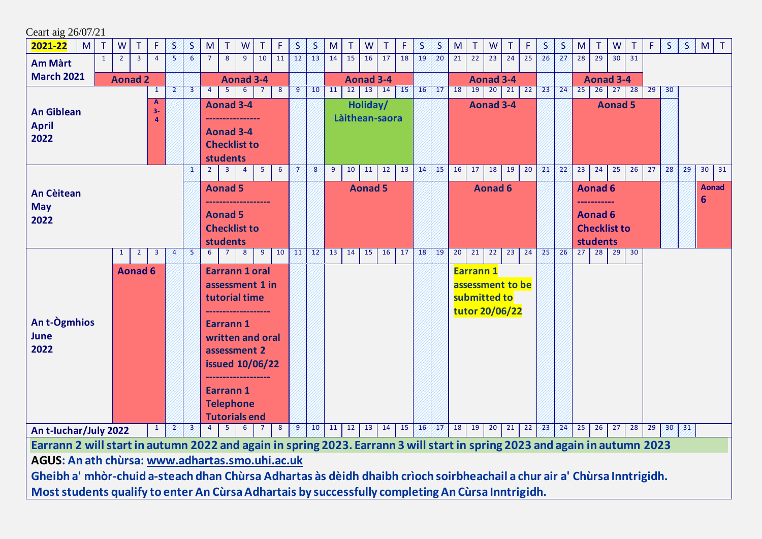Ceart aig 26/07/21

| 2021-22 | M | T | W | T | F | S | S | M | T | W | T | F | S | S | M | T | W | T | F | S | S | M | T | W | T | F | S | S | M | T | W | T | F | S | S | M | T |
|---|---|---|---|---|---|---|---|---|---|---|---|---|---|---|---|---|---|---|---|---|---|---|---|---|---|---|---|---|---|---|---|---|---|---|---|---|---|
| **Am Màrt March 2021** | | 1 | 2 | 3 | 4 | 5 | 6 | 7 | 8 | 9 | 10 | 11 | 12 | 13 | 14 | 15 | 16 | 17 | 18 | 19 | 20 | 21 | 22 | 23 | 24 | 25 | 26 | 27 | 28 | 29 | 30 | 31 | | | | | |
| | | **Aonad 2** | | | | | | **Aonad 3-4** | | | | | | | **Aonad 3-4** | | | | | | | **Aonad 3-4** | | | | | | | **Aonad 3-4** | | | | | | | | |
| **An Giblean April 2022** | | | | | 1 | 2 | 3 | 4 | 5 | 6 | 7 | 8 | 9 | 10 | 11 | 12 | 13 | 14 | 15 | 16 | 17 | 18 | 19 | 20 | 21 | 22 | 23 | 24 | 25 | 26 | 27 | 28 | 29 | 30 | | | |
| | | | | | **A 3-4** | | | **Aonad 3-4**<br>----------------<br>**Aonad 3-4 Checklist to students** | | | | | | | **Holiday/ Làithean-saora** | | | | | | | **Aonad 3-4** | | | | | | | **Aonad 5** | | | | | | | | |
| **An Cèitean May 2022** | | | | | | | 1 | 2 | 3 | 4 | 5 | 6 | 7 | 8 | 9 | 10 | 11 | 12 | 13 | 14 | 15 | 16 | 17 | 18 | 19 | 20 | 21 | 22 | 23 | 24 | 25 | 26 | 27 | 28 | 29 | 30 | 31 |
| | | | | | | | | **Aonad 5**<br>-------------------<br>**Aonad 5 Checklist to students** | | | | | | | **Aonad 5** | | | | | | | **Aonad 6** | | | | | | | **Aonad 6**<br>-----------<br>**Aonad 6 Checklist to students** | | | | | | | **Aonad 6** | |
| **An t-Ògmhios June 2022** | | | 1 | 2 | 3 | 4 | 5 | 6 | 7 | 8 | 9 | 10 | 11 | 12 | 13 | 14 | 15 | 16 | 17 | 18 | 19 | 20 | 21 | 22 | 23 | 24 | 25 | 26 | 27 | 28 | 29 | 30 | | | | | |
| | | | **Aonad 6** | | | | | **Earrann 1 oral assessment 1 in tutorial time**<br>------------------<br>**Earrann 1 written and oral assessment 2 issued 10/06/22**<br>------------------<br>**Earrann 1 Telephone Tutorials end** | | | | | | | | | | | | | | **Earrann 1 assessment to be submitted to tutor 20/06/22** | | | | | | | | | | | | | | | |
| **An t-Iuchar/July 2022** | | | | | 1 | 2 | 3 | 4 | 5 | 6 | 7 | 8 | 9 | 10 | 11 | 12 | 13 | 14 | 15 | 16 | 17 | 18 | 19 | 20 | 21 | 22 | 23 | 24 | 25 | 26 | 27 | 28 | 29 | 30 | 31 | | |

**Earrann 2 will start in autumn 2022 and again in spring 2023. Earrann 3 will start in spring 2023 and again in autumn 2023**

**AGUS: An ath chùrsa: www.adhartas.smo.uhi.ac.uk**

**Gheibh a' mhòr-chuid a-steach dhan Chùrsa Adhartas às dèidh dhaibh crìoch soirbheachail a chur air a' Chùrsa Inntrigidh.**

**Most students qualify to enter An Cùrsa Adhartais by successfully completing An Cùrsa Inntrigidh.**